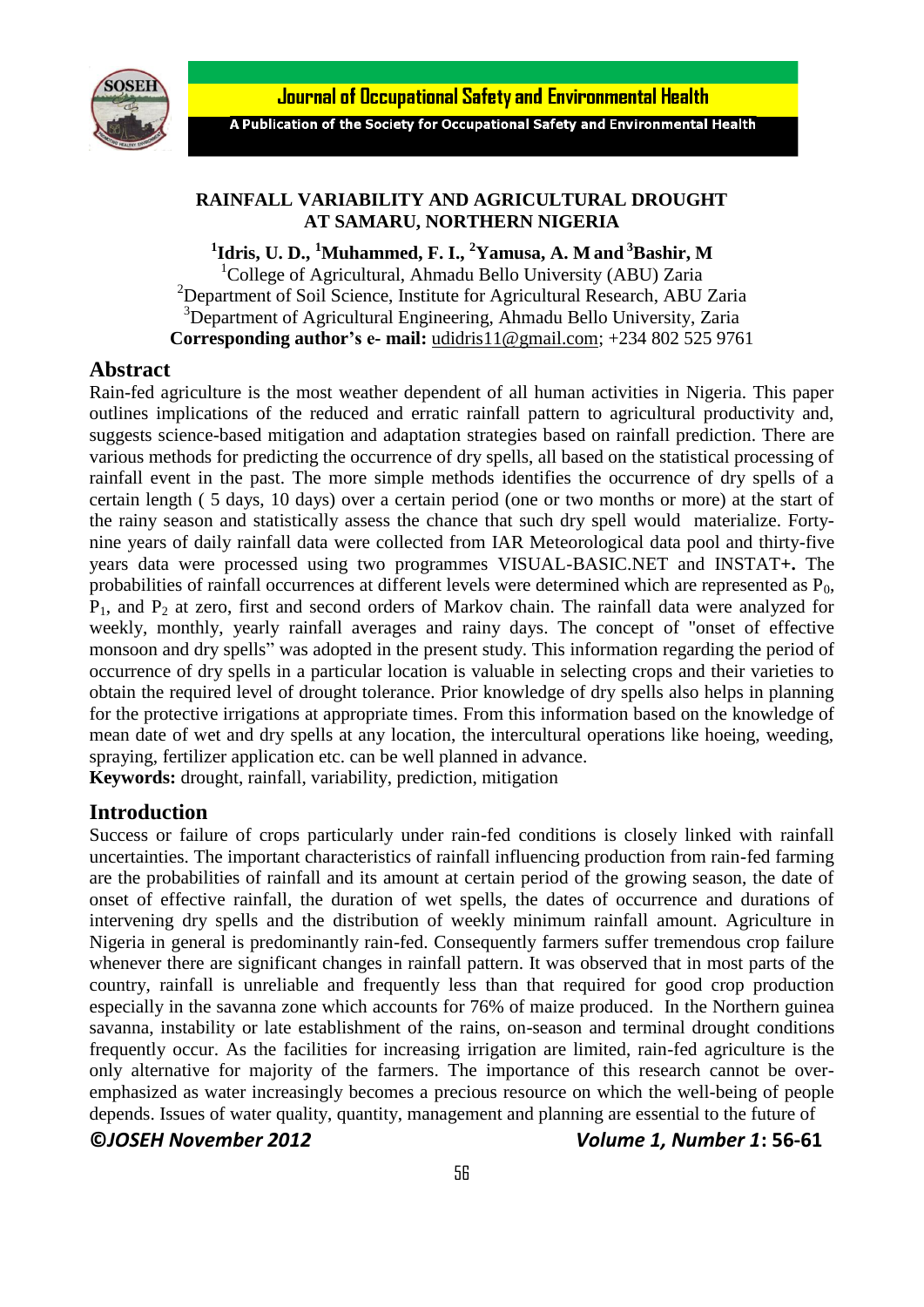# RAINFALL VARIABILITY AND AGRICULTURAL DROUGHT AT SAMARU, NORTHERN NIGERIA

**[1]Idris, U. D., [1]Muhammed, F. I., [2]Yamusa, A. M and [3]Bashir, M**

[1]College of Agricultural, Ahmadu Bello University (ABU) Zaria
[2]Department of Soil Science, Institute for Agricultural Research, ABU Zaria
[3]Department of Agricultural Engineering, Ahmadu Bello University, Zaria
**Corresponding author's e- mail:** udidris11@gmail.com; +234 802 525 9761

## Abstract

Rain-fed agriculture is the most weather dependent of all human activities in Nigeria. This paper outlines implications of the reduced and erratic rainfall pattern to agricultural productivity and, suggests science-based mitigation and adaptation strategies based on rainfall prediction. There are various methods for predicting the occurrence of dry spells, all based on the statistical processing of rainfall event in the past. The more simple methods identifies the occurrence of dry spells of a certain length ( 5 days, 10 days) over a certain period (one or two months or more) at the start of the rainy season and statistically assess the chance that such dry spell would materialize. Forty-nine years of daily rainfall data were collected from IAR Meteorological data pool and thirty-five years data were processed using two programmes VISUAL-BASIC.NET and INSTAT+**.** The probabilities of rainfall occurrences at different levels were determined which are represented as $P_0$, $P_1$, and $P_2$ at zero, first and second orders of Markov chain. The rainfall data were analyzed for weekly, monthly, yearly rainfall averages and rainy days. The concept of "onset of effective monsoon and dry spells" was adopted in the present study. This information regarding the period of occurrence of dry spells in a particular location is valuable in selecting crops and their varieties to obtain the required level of drought tolerance. Prior knowledge of dry spells also helps in planning for the protective irrigations at appropriate times. From this information based on the knowledge of mean date of wet and dry spells at any location, the intercultural operations like hoeing, weeding, spraying, fertilizer application etc. can be well planned in advance.

**Keywords:** drought, rainfall, variability, prediction, mitigation

## Introduction

Success or failure of crops particularly under rain-fed conditions is closely linked with rainfall uncertainties. The important characteristics of rainfall influencing production from rain-fed farming are the probabilities of rainfall and its amount at certain period of the growing season, the date of onset of effective rainfall, the duration of wet spells, the dates of occurrence and durations of intervening dry spells and the distribution of weekly minimum rainfall amount. Agriculture in Nigeria in general is predominantly rain-fed. Consequently farmers suffer tremendous crop failure whenever there are significant changes in rainfall pattern. It was observed that in most parts of the country, rainfall is unreliable and frequently less than that required for good crop production especially in the savanna zone which accounts for 76% of maize produced. In the Northern guinea savanna, instability or late establishment of the rains, on-season and terminal drought conditions frequently occur. As the facilities for increasing irrigation are limited, rain-fed agriculture is the only alternative for majority of the farmers. The importance of this research cannot be over-emphasized as water increasingly becomes a precious resource on which the well-being of people depends. Issues of water quality, quantity, management and planning are essential to the future of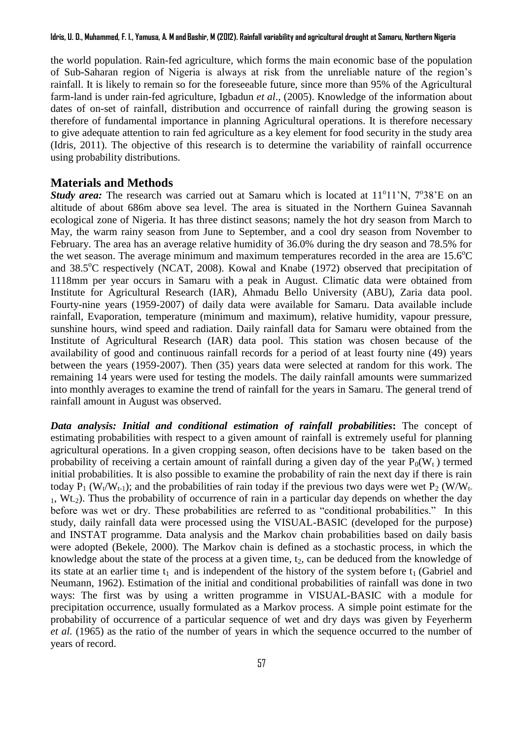the world population. Rain-fed agriculture, which forms the main economic base of the population of Sub-Saharan region of Nigeria is always at risk from the unreliable nature of the region's rainfall. It is likely to remain so for the foreseeable future, since more than 95% of the Agricultural farm-land is under rain-fed agriculture, Igbadun *et al*., (2005). Knowledge of the information about dates of on-set of rainfall, distribution and occurrence of rainfall during the growing season is therefore of fundamental importance in planning Agricultural operations. It is therefore necessary to give adequate attention to rain fed agriculture as a key element for food security in the study area (Idris, 2011). The objective of this research is to determine the variability of rainfall occurrence using probability distributions.

## Materials and Methods

***Study area:*** The research was carried out at Samaru which is located at $11^{o}11$'N, $7^{o}38$'E on an altitude of about 686m above sea level. The area is situated in the Northern Guinea Savannah ecological zone of Nigeria. It has three distinct seasons; namely the hot dry season from March to May, the warm rainy season from June to September, and a cool dry season from November to February. The area has an average relative humidity of 36.0% during the dry season and 78.5% for the wet season. The average minimum and maximum temperatures recorded in the area are $15.6^{o}$C and $38.5^{o}$C respectively (NCAT, 2008). Kowal and Knabe (1972) observed that precipitation of 1118mm per year occurs in Samaru with a peak in August. Climatic data were obtained from Institute for Agricultural Research (IAR), Ahmadu Bello University (ABU), Zaria data pool. Fourty-nine years (1959-2007) of daily data were available for Samaru. Data available include rainfall, Evaporation, temperature (minimum and maximum), relative humidity, vapour pressure, sunshine hours, wind speed and radiation. Daily rainfall data for Samaru were obtained from the Institute of Agricultural Research (IAR) data pool. This station was chosen because of the availability of good and continuous rainfall records for a period of at least fourty nine (49) years between the years (1959-2007). Then (35) years data were selected at random for this work. The remaining 14 years were used for testing the models. The daily rainfall amounts were summarized into monthly averages to examine the trend of rainfall for the years in Samaru. The general trend of rainfall amount in August was observed.

***Data analysis: Initial and conditional estimation of rainfall probabilities*:** The concept of estimating probabilities with respect to a given amount of rainfall is extremely useful for planning agricultural operations. In a given cropping season, often decisions have to be taken based on the probability of receiving a certain amount of rainfall during a given day of the year $P_0(W_t)$ termed initial probabilities. It is also possible to examine the probability of rain the next day if there is rain today $P_1(W_t/W_{t-1})$; and the probabilities of rain today if the previous two days were wet $P_2(W/W_{t-1}, Wt_{-2})$. Thus the probability of occurrence of rain in a particular day depends on whether the day before was wet or dry. These probabilities are referred to as "conditional probabilities." In this study, daily rainfall data were processed using the VISUAL-BASIC (developed for the purpose) and INSTAT programme. Data analysis and the Markov chain probabilities based on daily basis were adopted (Bekele, 2000). The Markov chain is defined as a stochastic process, in which the knowledge about the state of the process at a given time, $t_2$, can be deduced from the knowledge of its state at an earlier time $t_1$ and is independent of the history of the system before $t_1$ (Gabriel and Neumann, 1962). Estimation of the initial and conditional probabilities of rainfall was done in two ways: The first was by using a written programme in VISUAL-BASIC with a module for precipitation occurrence, usually formulated as a Markov process. A simple point estimate for the probability of occurrence of a particular sequence of wet and dry days was given by Feyerherm *et al.* (1965) as the ratio of the number of years in which the sequence occurred to the number of years of record.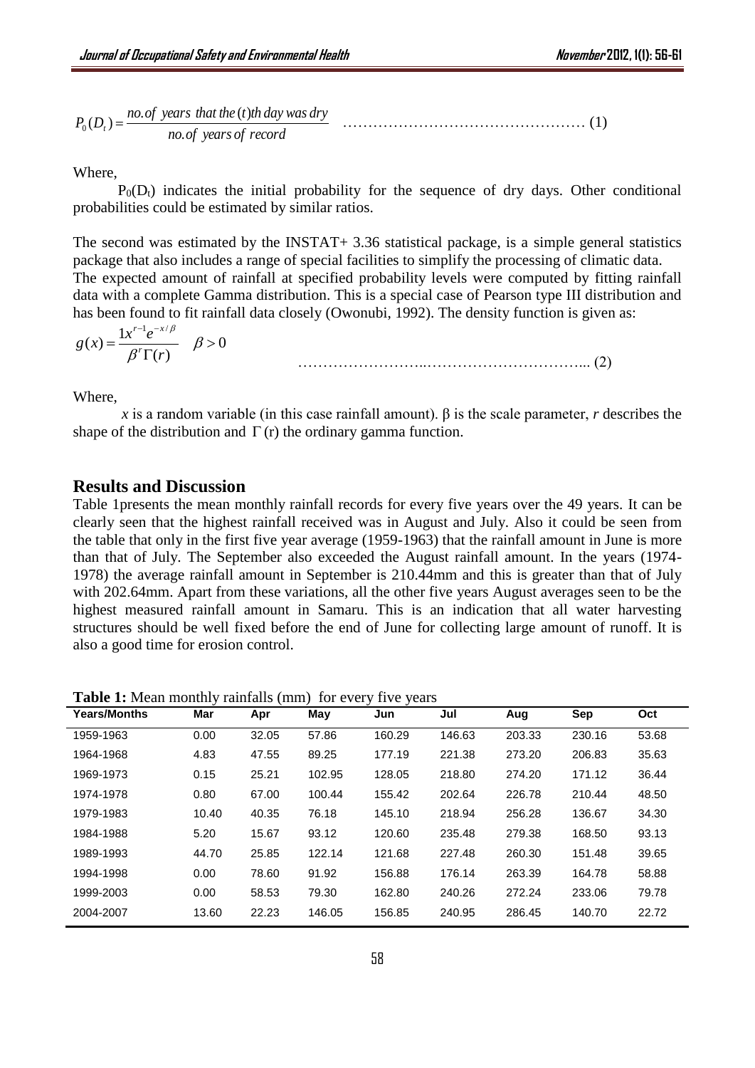$$P_0(D_t) = \frac{no.of\ years\ that\ the\ (t)th\ day\ was\ dry}{no.of\ years\ of\ record} \quad \text{..........................................} (1)$$

Where,

$P_0(D_t)$ indicates the initial probability for the sequence of dry days. Other conditional probabilities could be estimated by similar ratios.

The second was estimated by the INSTAT+ 3.36 statistical package, is a simple general statistics package that also includes a range of special facilities to simplify the processing of climatic data. The expected amount of rainfall at specified probability levels were computed by fitting rainfall data with a complete Gamma distribution. This is a special case of Pearson type III distribution and has been found to fit rainfall data closely (Owonubi, 1992). The density function is given as:

$$g(x) = \frac{1x^{r-1}e^{-x/\beta}}{\beta^r \Gamma(r)} \quad \beta > 0 \quad \text{..........................................} (2)$$

Where,

$x$ is a random variable (in this case rainfall amount). $\beta$ is the scale parameter, $r$ describes the shape of the distribution and $\Gamma(r)$ the ordinary gamma function.

## Results and Discussion

Table 1presents the mean monthly rainfall records for every five years over the 49 years. It can be clearly seen that the highest rainfall received was in August and July. Also it could be seen from the table that only in the first five year average (1959-1963) that the rainfall amount in June is more than that of July. The September also exceeded the August rainfall amount. In the years (1974-1978) the average rainfall amount in September is 210.44mm and this is greater than that of July with 202.64mm. Apart from these variations, all the other five years August averages seen to be the highest measured rainfall amount in Samaru. This is an indication that all water harvesting structures should be well fixed before the end of June for collecting large amount of runoff. It is also a good time for erosion control.

**Table 1:** Mean monthly rainfalls (mm) for every five years

| Years/Months | Mar | Apr | May | Jun | Jul | Aug | Sep | Oct |
|---|---|---|---|---|---|---|---|---|
| 1959-1963 | 0.00 | 32.05 | 57.86 | 160.29 | 146.63 | 203.33 | 230.16 | 53.68 |
| 1964-1968 | 4.83 | 47.55 | 89.25 | 177.19 | 221.38 | 273.20 | 206.83 | 35.63 |
| 1969-1973 | 0.15 | 25.21 | 102.95 | 128.05 | 218.80 | 274.20 | 171.12 | 36.44 |
| 1974-1978 | 0.80 | 67.00 | 100.44 | 155.42 | 202.64 | 226.78 | 210.44 | 48.50 |
| 1979-1983 | 10.40 | 40.35 | 76.18 | 145.10 | 218.94 | 256.28 | 136.67 | 34.30 |
| 1984-1988 | 5.20 | 15.67 | 93.12 | 120.60 | 235.48 | 279.38 | 168.50 | 93.13 |
| 1989-1993 | 44.70 | 25.85 | 122.14 | 121.68 | 227.48 | 260.30 | 151.48 | 39.65 |
| 1994-1998 | 0.00 | 78.60 | 91.92 | 156.88 | 176.14 | 263.39 | 164.78 | 58.88 |
| 1999-2003 | 0.00 | 58.53 | 79.30 | 162.80 | 240.26 | 272.24 | 233.06 | 79.78 |
| 2004-2007 | 13.60 | 22.23 | 146.05 | 156.85 | 240.95 | 286.45 | 140.70 | 22.72 |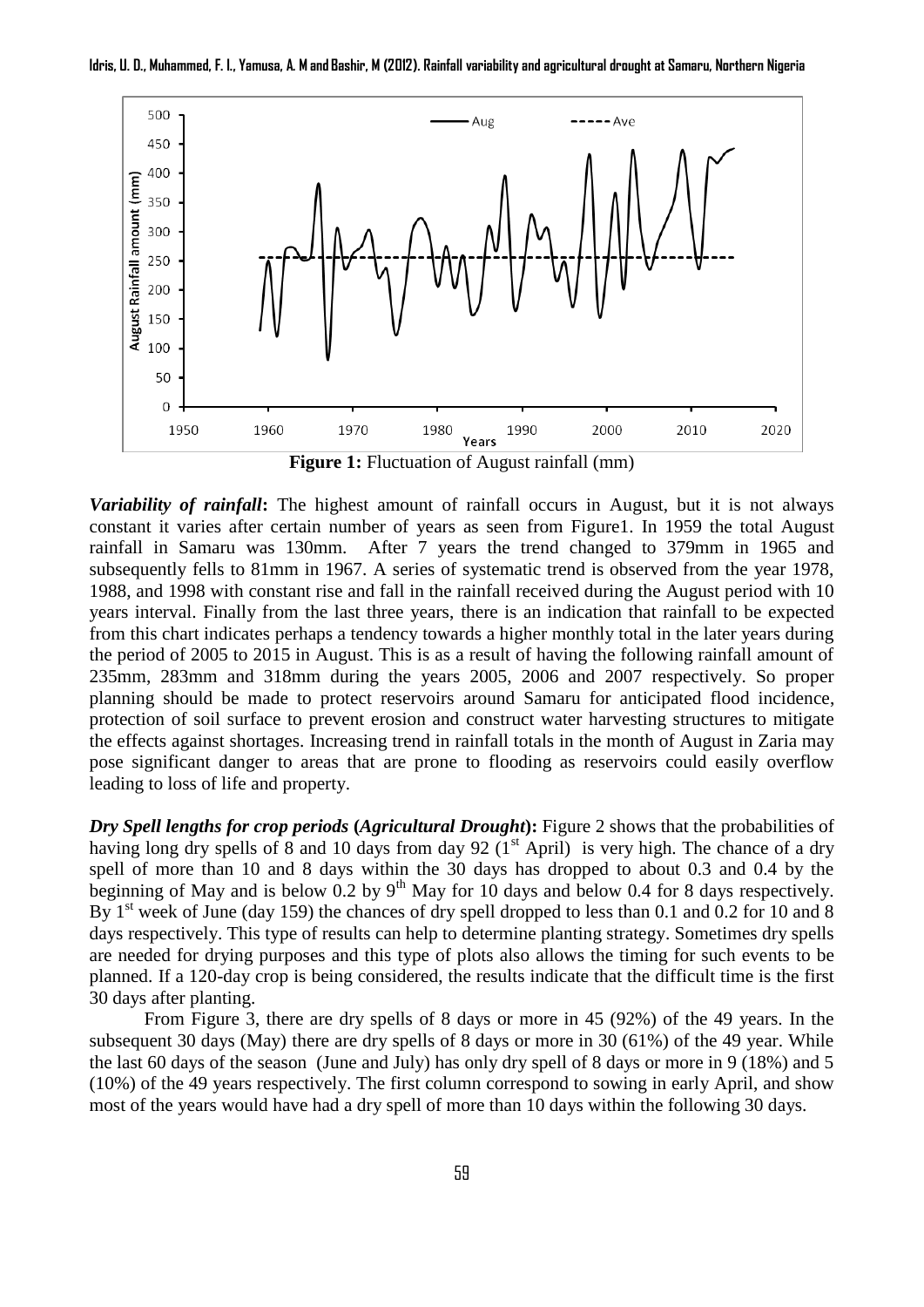**Figure 1:** Fluctuation of August rainfall (mm)

***Variability of rainfall*:** The highest amount of rainfall occurs in August, but it is not always constant it varies after certain number of years as seen from Figure1. In 1959 the total August rainfall in Samaru was 130mm. After 7 years the trend changed to 379mm in 1965 and subsequently fells to 81mm in 1967. A series of systematic trend is observed from the year 1978, 1988, and 1998 with constant rise and fall in the rainfall received during the August period with 10 years interval. Finally from the last three years, there is an indication that rainfall to be expected from this chart indicates perhaps a tendency towards a higher monthly total in the later years during the period of 2005 to 2015 in August. This is as a result of having the following rainfall amount of 235mm, 283mm and 318mm during the years 2005, 2006 and 2007 respectively. So proper planning should be made to protect reservoirs around Samaru for anticipated flood incidence, protection of soil surface to prevent erosion and construct water harvesting structures to mitigate the effects against shortages. Increasing trend in rainfall totals in the month of August in Zaria may pose significant danger to areas that are prone to flooding as reservoirs could easily overflow leading to loss of life and property.

***Dry Spell lengths for crop periods* (*Agricultural Drought*):** Figure 2 shows that the probabilities of having long dry spells of 8 and 10 days from day 92 (1st April) is very high. The chance of a dry spell of more than 10 and 8 days within the 30 days has dropped to about 0.3 and 0.4 by the beginning of May and is below 0.2 by 9th May for 10 days and below 0.4 for 8 days respectively. By 1st week of June (day 159) the chances of dry spell dropped to less than 0.1 and 0.2 for 10 and 8 days respectively. This type of results can help to determine planting strategy. Sometimes dry spells are needed for drying purposes and this type of plots also allows the timing for such events to be planned. If a 120-day crop is being considered, the results indicate that the difficult time is the first 30 days after planting.

From Figure 3, there are dry spells of 8 days or more in 45 (92%) of the 49 years. In the subsequent 30 days (May) there are dry spells of 8 days or more in 30 (61%) of the 49 year. While the last 60 days of the season (June and July) has only dry spell of 8 days or more in 9 (18%) and 5 (10%) of the 49 years respectively. The first column correspond to sowing in early April, and show most of the years would have had a dry spell of more than 10 days within the following 30 days.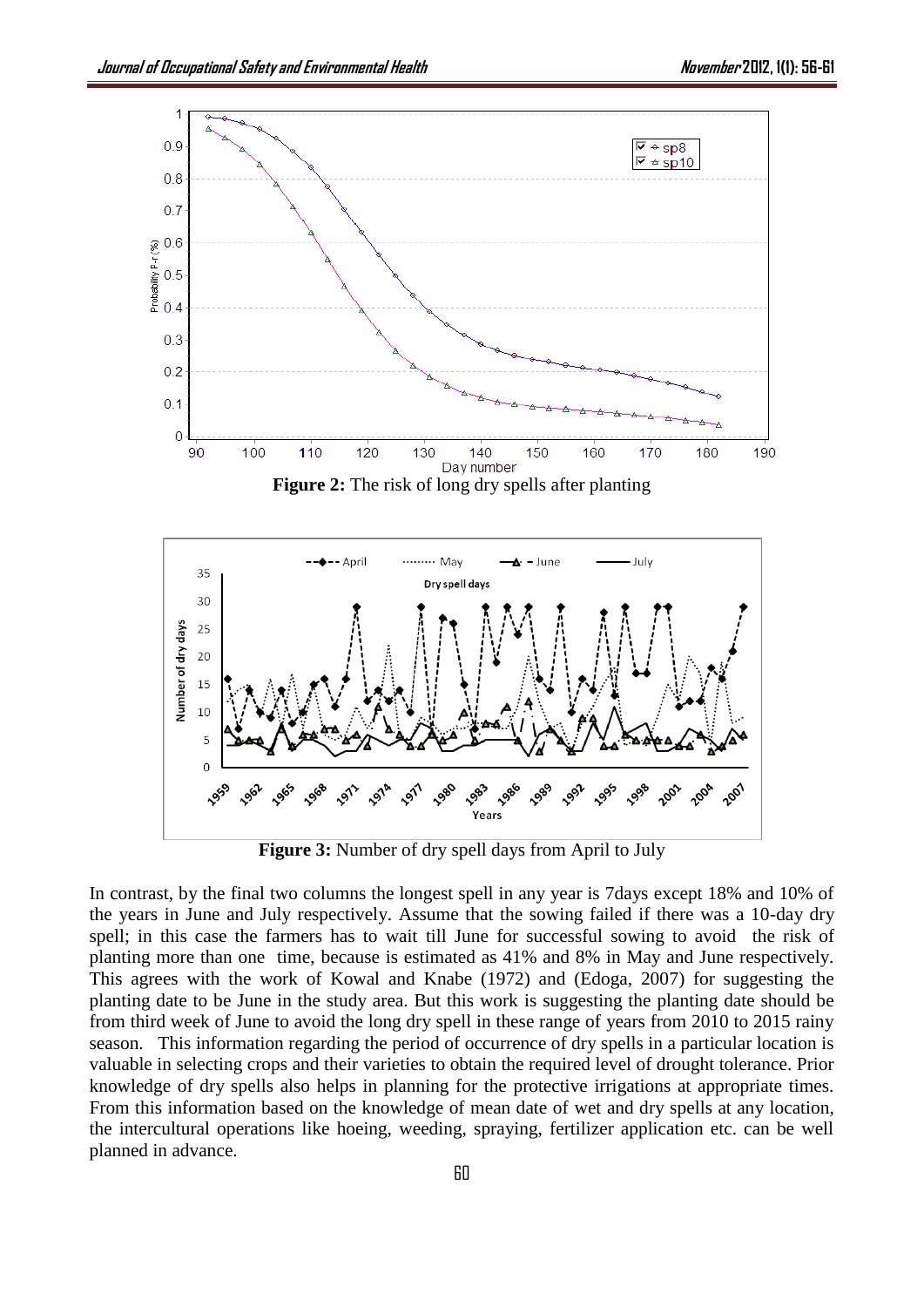**Figure 2:** The risk of long dry spells after planting

**Figure 3:** Number of dry spell days from April to July

In contrast, by the final two columns the longest spell in any year is 7days except 18% and 10% of the years in June and July respectively. Assume that the sowing failed if there was a 10-day dry spell; in this case the farmers has to wait till June for successful sowing to avoid the risk of planting more than one time, because is estimated as 41% and 8% in May and June respectively. This agrees with the work of Kowal and Knabe (1972) and (Edoga, 2007) for suggesting the planting date to be June in the study area. But this work is suggesting the planting date should be from third week of June to avoid the long dry spell in these range of years from 2010 to 2015 rainy season. This information regarding the period of occurrence of dry spells in a particular location is valuable in selecting crops and their varieties to obtain the required level of drought tolerance. Prior knowledge of dry spells also helps in planning for the protective irrigations at appropriate times. From this information based on the knowledge of mean date of wet and dry spells at any location, the intercultural operations like hoeing, weeding, spraying, fertilizer application etc. can be well planned in advance.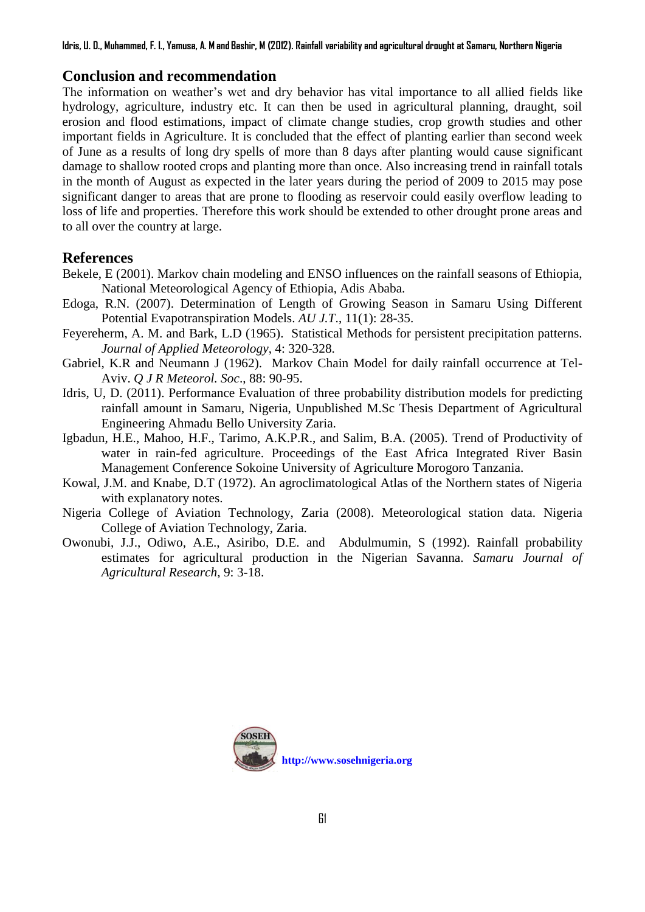## Conclusion and recommendation

The information on weather's wet and dry behavior has vital importance to all allied fields like hydrology, agriculture, industry etc. It can then be used in agricultural planning, draught, soil erosion and flood estimations, impact of climate change studies, crop growth studies and other important fields in Agriculture. It is concluded that the effect of planting earlier than second week of June as a results of long dry spells of more than 8 days after planting would cause significant damage to shallow rooted crops and planting more than once. Also increasing trend in rainfall totals in the month of August as expected in the later years during the period of 2009 to 2015 may pose significant danger to areas that are prone to flooding as reservoir could easily overflow leading to loss of life and properties. Therefore this work should be extended to other drought prone areas and to all over the country at large.

## References

Bekele, E (2001). Markov chain modeling and ENSO influences on the rainfall seasons of Ethiopia, National Meteorological Agency of Ethiopia, Adis Ababa.

Edoga, R.N. (2007). Determination of Length of Growing Season in Samaru Using Different Potential Evapotranspiration Models. *AU J.T.*, 11(1): 28-35.

Feyereherm, A. M. and Bark, L.D (1965). Statistical Methods for persistent precipitation patterns. *Journal of Applied Meteorology*, 4: 320-328.

Gabriel, K.R and Neumann J (1962). Markov Chain Model for daily rainfall occurrence at Tel-Aviv. *Q J R Meteorol. Soc*., 88: 90-95.

Idris, U, D. (2011). Performance Evaluation of three probability distribution models for predicting rainfall amount in Samaru, Nigeria, Unpublished M.Sc Thesis Department of Agricultural Engineering Ahmadu Bello University Zaria.

Igbadun, H.E., Mahoo, H.F., Tarimo, A.K.P.R., and Salim, B.A. (2005). Trend of Productivity of water in rain-fed agriculture. Proceedings of the East Africa Integrated River Basin Management Conference Sokoine University of Agriculture Morogoro Tanzania.

Kowal, J.M. and Knabe, D.T (1972). An agroclimatological Atlas of the Northern states of Nigeria with explanatory notes.

Nigeria College of Aviation Technology, Zaria (2008). Meteorological station data. Nigeria College of Aviation Technology, Zaria.

Owonubi, J.J., Odiwo, A.E., Asiribo, D.E. and Abdulmumin, S (1992). Rainfall probability estimates for agricultural production in the Nigerian Savanna. *Samaru Journal of Agricultural Research*, 9: 3-18.